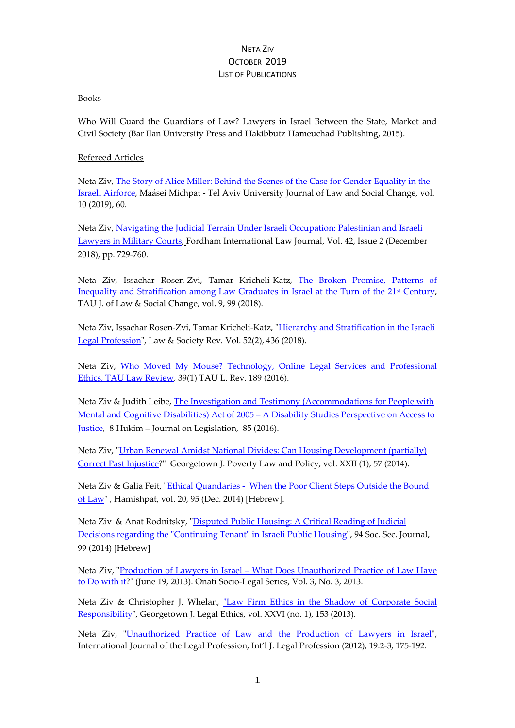# Neta Ziv
## October 2019
## List of Publications

### Books

Who Will Guard the Guardians of Law? Lawyers in Israel Between the State, Market and Civil Society (Bar Ilan University Press and Hakibbutz Hameuchad Publishing, 2015).

### Refereed Articles

Neta Ziv, The Story of Alice Miller: Behind the Scenes of the Case for Gender Equality in the Israeli Airforce, Maásei Michpat - Tel Aviv University Journal of Law and Social Change, vol. 10 (2019), 60.

Neta Ziv, Navigating the Judicial Terrain Under Israeli Occupation: Palestinian and Israeli Lawyers in Military Courts, Fordham International Law Journal, Vol. 42, Issue 2 (December 2018), pp. 729-760.

Neta Ziv, Issachar Rosen-Zvi, Tamar Kricheli-Katz, The Broken Promise, Patterns of Inequality and Stratification among Law Graduates in Israel at the Turn of the 21st Century, TAU J. of Law & Social Change, vol. 9, 99 (2018).

Neta Ziv, Issachar Rosen-Zvi, Tamar Kricheli-Katz, "Hierarchy and Stratification in the Israeli Legal Profession", Law & Society Rev. Vol. 52(2), 436 (2018).

Neta Ziv, Who Moved My Mouse? Technology, Online Legal Services and Professional Ethics, TAU Law Review, 39(1) TAU L. Rev. 189 (2016).

Neta Ziv & Judith Leibe, The Investigation and Testimony (Accommodations for People with Mental and Cognitive Disabilities) Act of 2005 – A Disability Studies Perspective on Access to Justice, 8 Hukim – Journal on Legislation, 85 (2016).

Neta Ziv, "Urban Renewal Amidst National Divides: Can Housing Development (partially) Correct Past Injustice?" Georgetown J. Poverty Law and Policy, vol. XXII (1), 57 (2014).

Neta Ziv & Galia Feit, "Ethical Quandaries - When the Poor Client Steps Outside the Bound of Law" , Hamishpat, vol. 20, 95 (Dec. 2014) [Hebrew].

Neta Ziv & Anat Rodnitsky, "Disputed Public Housing: A Critical Reading of Judicial Decisions regarding the "Continuing Tenant" in Israeli Public Housing", 94 Soc. Sec. Journal, 99 (2014) [Hebrew]

Neta Ziv, "Production of Lawyers in Israel – What Does Unauthorized Practice of Law Have to Do with it?" (June 19, 2013). Oñati Socio-Legal Series, Vol. 3, No. 3, 2013.

Neta Ziv & Christopher J. Whelan, "Law Firm Ethics in the Shadow of Corporate Social Responsibility", Georgetown J. Legal Ethics, vol. XXVI (no. 1), 153 (2013).

Neta Ziv, "Unauthorized Practice of Law and the Production of Lawyers in Israel", International Journal of the Legal Profession, Int'l J. Legal Profession (2012), 19:2-3, 175-192.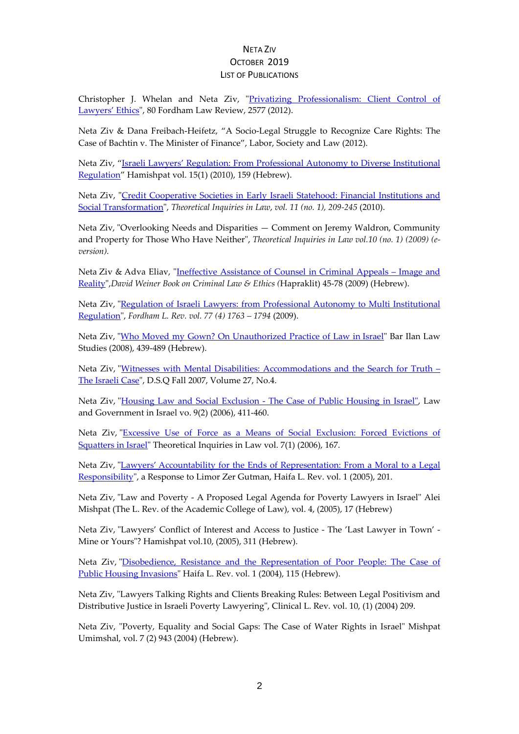NETA ZIV
OCTOBER 2019
LIST OF PUBLICATIONS

Christopher J. Whelan and Neta Ziv, "Privatizing Professionalism: Client Control of Lawyers' Ethics", 80 Fordham Law Review, 2577 (2012).

Neta Ziv & Dana Freibach-Heifetz, "A Socio-Legal Struggle to Recognize Care Rights: The Case of Bachtin v. The Minister of Finance", Labor, Society and Law (2012).

Neta Ziv, "Israeli Lawyers' Regulation: From Professional Autonomy to Diverse Institutional Regulation" Hamishpat vol. 15(1) (2010), 159 (Hebrew).

Neta Ziv, "Credit Cooperative Societies in Early Israeli Statehood: Financial Institutions and Social Transformation", *Theoretical Inquiries in Law, vol. 11 (no. 1), 209-245* (2010).

Neta Ziv, "Overlooking Needs and Disparities — Comment on Jeremy Waldron, Community and Property for Those Who Have Neither", *Theoretical Inquiries in Law vol.10 (no. 1) (2009) (e-version).*

Neta Ziv & Adva Eliav, "Ineffective Assistance of Counsel in Criminal Appeals – Image and Reality",*David Weiner Book on Criminal Law & Ethics (*Hapraklit) 45-78 (2009) (Hebrew).

Neta Ziv, "Regulation of Israeli Lawyers: from Professional Autonomy to Multi Institutional Regulation", *Fordham L. Rev. vol. 77 (4) 1763 – 1794* (2009).

Neta Ziv, "Who Moved my Gown? On Unauthorized Practice of Law in Israel" Bar Ilan Law Studies (2008), 439-489 (Hebrew).

Neta Ziv, "Witnesses with Mental Disabilities: Accommodations and the Search for Truth – The Israeli Case", D.S.Q Fall 2007, Volume 27, No.4.

Neta Ziv, "Housing Law and Social Exclusion - The Case of Public Housing in Israel", Law and Government in Israel vo. 9(2) (2006), 411-460.

Neta Ziv, "Excessive Use of Force as a Means of Social Exclusion: Forced Evictions of Squatters in Israel" Theoretical Inquiries in Law vol. 7(1) (2006), 167.

Neta Ziv, "Lawyers' Accountability for the Ends of Representation: From a Moral to a Legal Responsibility", a Response to Limor Zer Gutman, Haifa L. Rev. vol. 1 (2005), 201.

Neta Ziv, "Law and Poverty - A Proposed Legal Agenda for Poverty Lawyers in Israel" Alei Mishpat (The L. Rev. of the Academic College of Law), vol. 4, (2005), 17 (Hebrew)

Neta Ziv, "Lawyers' Conflict of Interest and Access to Justice - The 'Last Lawyer in Town' - Mine or Yours"? Hamishpat vol.10, (2005), 311 (Hebrew).

Neta Ziv, "Disobedience, Resistance and the Representation of Poor People: The Case of Public Housing Invasions" Haifa L. Rev. vol. 1 (2004), 115 (Hebrew).

Neta Ziv, "Lawyers Talking Rights and Clients Breaking Rules: Between Legal Positivism and Distributive Justice in Israeli Poverty Lawyering", Clinical L. Rev. vol. 10, (1) (2004) 209.

Neta Ziv, "Poverty, Equality and Social Gaps: The Case of Water Rights in Israel" Mishpat Umimshal, vol. 7 (2) 943 (2004) (Hebrew).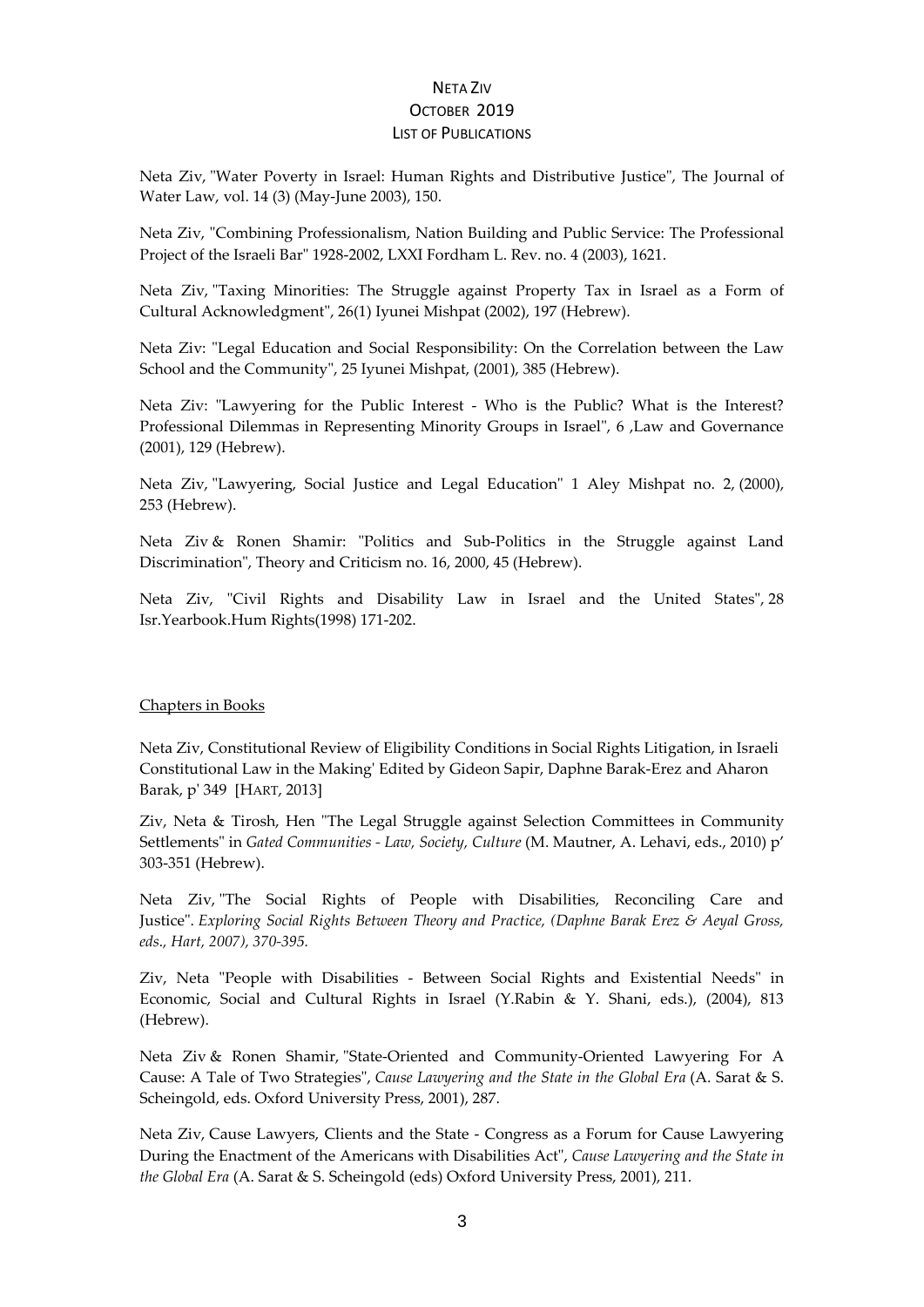# Neta Ziv
# October 2019
## List of Publications

Neta Ziv, "Water Poverty in Israel: Human Rights and Distributive Justice", The Journal of Water Law, vol. 14 (3) (May-June 2003), 150.

Neta Ziv, "Combining Professionalism, Nation Building and Public Service: The Professional Project of the Israeli Bar" 1928-2002, LXXI Fordham L. Rev. no. 4 (2003), 1621.

Neta Ziv, "Taxing Minorities: The Struggle against Property Tax in Israel as a Form of Cultural Acknowledgment", 26(1) Iyunei Mishpat (2002), 197 (Hebrew).

Neta Ziv: "Legal Education and Social Responsibility: On the Correlation between the Law School and the Community", 25 Iyunei Mishpat, (2001), 385 (Hebrew).

Neta Ziv: "Lawyering for the Public Interest - Who is the Public? What is the Interest? Professional Dilemmas in Representing Minority Groups in Israel", 6 ,Law and Governance (2001), 129 (Hebrew).

Neta Ziv, "Lawyering, Social Justice and Legal Education" 1 Aley Mishpat no. 2, (2000), 253 (Hebrew).

Neta Ziv & Ronen Shamir: "Politics and Sub-Politics in the Struggle against Land Discrimination", Theory and Criticism no. 16, 2000, 45 (Hebrew).

Neta Ziv, "Civil Rights and Disability Law in Israel and the United States", 28 Isr.Yearbook.Hum Rights(1998) 171-202.

## Chapters in Books

Neta Ziv, Constitutional Review of Eligibility Conditions in Social Rights Litigation, in Israeli Constitutional Law in the Making' Edited by Gideon Sapir, Daphne Barak-Erez and Aharon Barak, p' 349 [Hart, 2013]

Ziv, Neta & Tirosh, Hen "The Legal Struggle against Selection Committees in Community Settlements" in *Gated Communities - Law, Society, Culture* (M. Mautner, A. Lehavi, eds., 2010) p' 303-351 (Hebrew).

Neta Ziv, "The Social Rights of People with Disabilities, Reconciling Care and Justice". *Exploring Social Rights Between Theory and Practice, (Daphne Barak Erez & Aeyal Gross, eds., Hart, 2007), 370-395.*

Ziv, Neta "People with Disabilities - Between Social Rights and Existential Needs" in Economic, Social and Cultural Rights in Israel (Y.Rabin & Y. Shani, eds.), (2004), 813 (Hebrew).

Neta Ziv & Ronen Shamir, "State-Oriented and Community-Oriented Lawyering For A Cause: A Tale of Two Strategies", *Cause Lawyering and the State in the Global Era* (A. Sarat & S. Scheingold, eds. Oxford University Press, 2001), 287.

Neta Ziv, Cause Lawyers, Clients and the State - Congress as a Forum for Cause Lawyering During the Enactment of the Americans with Disabilities Act", *Cause Lawyering and the State in the Global Era* (A. Sarat & S. Scheingold (eds) Oxford University Press, 2001), 211.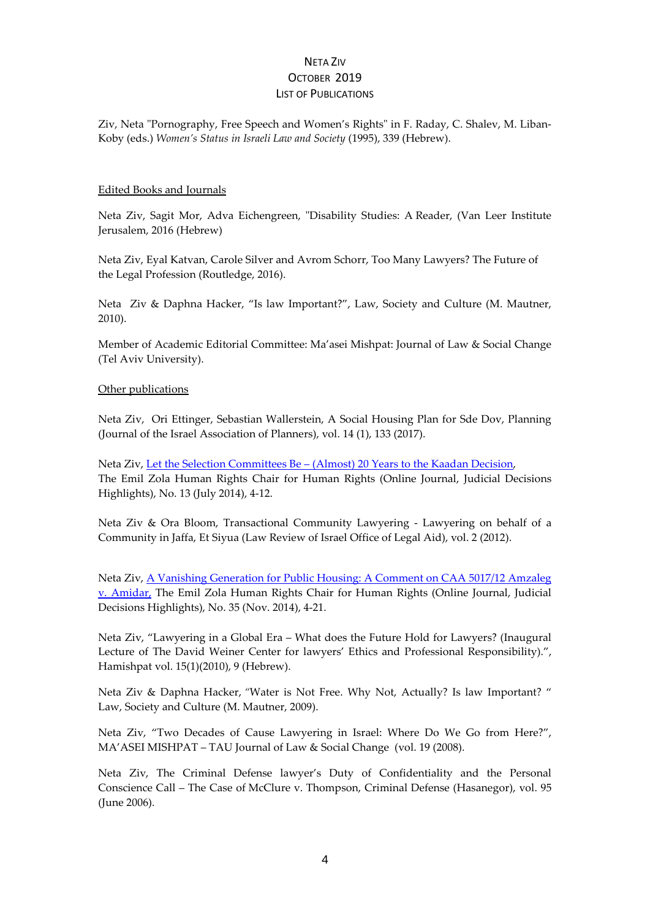NETA ZIV
OCTOBER 2019
LIST OF PUBLICATIONS

Ziv, Neta "Pornography, Free Speech and Women's Rights" in F. Raday, C. Shalev, M. Liban-Koby (eds.) *Women's Status in Israeli Law and Society* (1995), 339 (Hebrew).

## Edited Books and Journals

Neta Ziv, Sagit Mor, Adva Eichengreen, "Disability Studies: A Reader, (Van Leer Institute Jerusalem, 2016 (Hebrew)

Neta Ziv, Eyal Katvan, Carole Silver and Avrom Schorr, Too Many Lawyers? The Future of the Legal Profession (Routledge, 2016).

Neta Ziv & Daphna Hacker, "Is law Important?", Law, Society and Culture (M. Mautner, 2010).

Member of Academic Editorial Committee: Ma'asei Mishpat: Journal of Law & Social Change (Tel Aviv University).

## Other publications

Neta Ziv, Ori Ettinger, Sebastian Wallerstein, A Social Housing Plan for Sde Dov, Planning (Journal of the Israel Association of Planners), vol. 14 (1), 133 (2017).

Neta Ziv, Let the Selection Committees Be – (Almost) 20 Years to the Kaadan Decision, The Emil Zola Human Rights Chair for Human Rights (Online Journal, Judicial Decisions Highlights), No. 13 (July 2014), 4-12.

Neta Ziv & Ora Bloom, Transactional Community Lawyering - Lawyering on behalf of a Community in Jaffa, Et Siyua (Law Review of Israel Office of Legal Aid), vol. 2 (2012).

Neta Ziv, A Vanishing Generation for Public Housing: A Comment on CAA 5017/12 Amzaleg v. Amidar, The Emil Zola Human Rights Chair for Human Rights (Online Journal, Judicial Decisions Highlights), No. 35 (Nov. 2014), 4-21.

Neta Ziv, "Lawyering in a Global Era – What does the Future Hold for Lawyers? (Inaugural Lecture of The David Weiner Center for lawyers' Ethics and Professional Responsibility).", Hamishpat vol. 15(1)(2010), 9 (Hebrew).

Neta Ziv & Daphna Hacker, "Water is Not Free. Why Not, Actually? Is law Important? " Law, Society and Culture (M. Mautner, 2009).

Neta Ziv, "Two Decades of Cause Lawyering in Israel: Where Do We Go from Here?", MA'ASEI MISHPAT – TAU Journal of Law & Social Change (vol. 19 (2008).

Neta Ziv, The Criminal Defense lawyer's Duty of Confidentiality and the Personal Conscience Call – The Case of McClure v. Thompson, Criminal Defense (Hasanegor), vol. 95 (June 2006).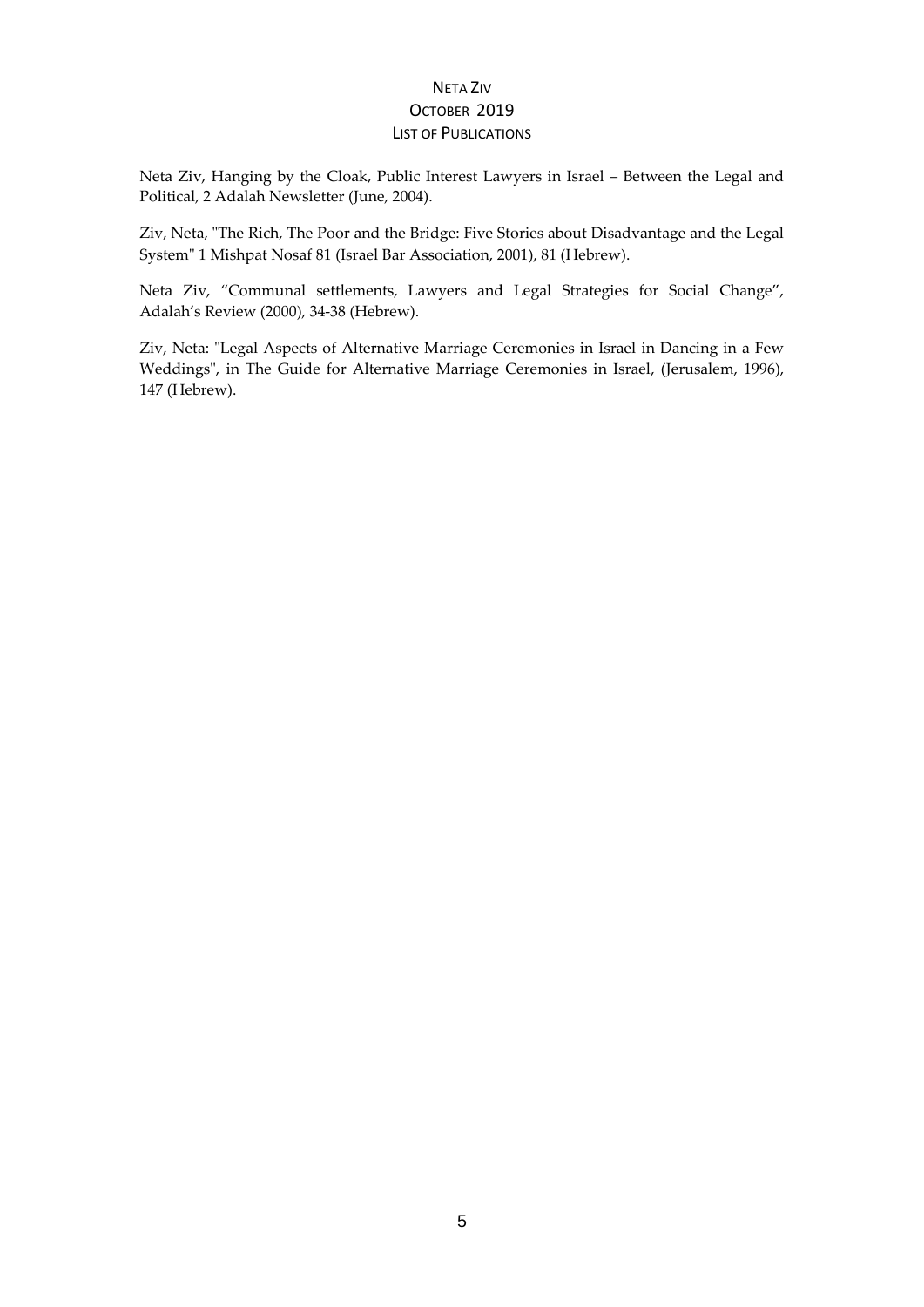Neta Ziv, Hanging by the Cloak, Public Interest Lawyers in Israel – Between the Legal and Political, 2 Adalah Newsletter (June, 2004).

Ziv, Neta, "The Rich, The Poor and the Bridge: Five Stories about Disadvantage and the Legal System" 1 Mishpat Nosaf 81 (Israel Bar Association, 2001), 81 (Hebrew).

Neta Ziv, "Communal settlements, Lawyers and Legal Strategies for Social Change", Adalah's Review (2000), 34-38 (Hebrew).

Ziv, Neta: "Legal Aspects of Alternative Marriage Ceremonies in Israel in Dancing in a Few Weddings", in The Guide for Alternative Marriage Ceremonies in Israel, (Jerusalem, 1996), 147 (Hebrew).